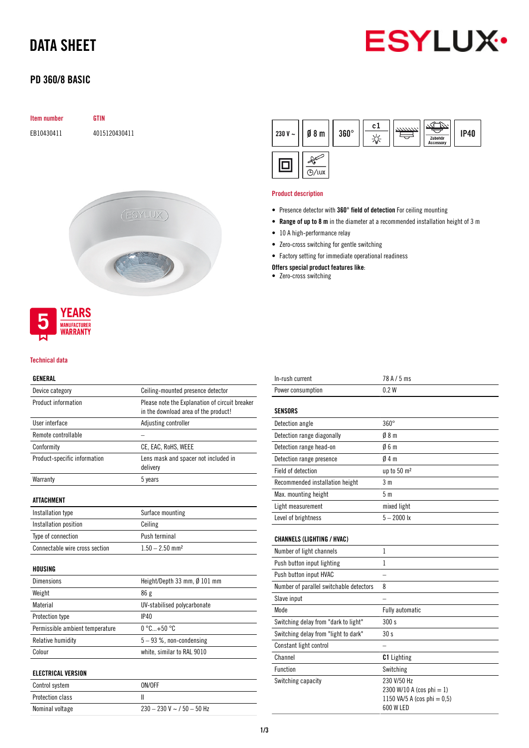# DATA SHEET

## PD 360/8 BASIC

| Item number | GTIN |
|---|---|
| EB10430411 | 4015120430411 |

230 V ~ | Ø 8 m | 360° | c1 | Zubehör Accessory | IP40 | ⊙/LUX

### Product description

- Presence detector with **360° field of detection** For ceiling mounting
- **Range of up to 8 m** in the diameter at a recommended installation height of 3 m
- 10 A high-performance relay
- Zero-cross switching for gentle switching
- Factory setting for immediate operational readiness

**Offers special product features like**:

- Zero-cross switching

5 YEARS MANUFACTURER WARRANTY

### Technical data

| GENERAL | |
|---|---|
| Device category | Ceiling-mounted presence detector |
| Product information | Please note the Explanation of circuit breaker in the download area of the product! |
| User interface | Adjusting controller |
| Remote controllable | – |
| Conformity | CE, EAC, RoHS, WEEE |
| Product-specific information | Lens mask and spacer not included in delivery |
| Warranty | 5 years |

| ATTACHMENT | |
|---|---|
| Installation type | Surface mounting |
| Installation position | Ceiling |
| Type of connection | Push terminal |
| Connectable wire cross section | 1.50 – 2.50 mm² |

| HOUSING | |
|---|---|
| Dimensions | Height/Depth 33 mm, Ø 101 mm |
| Weight | 86 g |
| Material | UV-stabilised polycarbonate |
| Protection type | IP40 |
| Permissible ambient temperature | 0 °C...+50 °C |
| Relative humidity | 5 – 93 %, non-condensing |
| Colour | white, similar to RAL 9010 |

| ELECTRICAL VERSION | |
|---|---|
| Control system | ON/OFF |
| Protection class | II |
| Nominal voltage | 230 – 230 V ~ / 50 – 50 Hz |
| In-rush current | 78 A / 5 ms |
| Power consumption | 0.2 W |

| SENSORS | |
|---|---|
| Detection angle | 360° |
| Detection range diagonally | Ø 8 m |
| Detection range head-on | Ø 6 m |
| Detection range presence | Ø 4 m |
| Field of detection | up to 50 m² |
| Recommended installation height | 3 m |
| Max. mounting height | 5 m |
| Light measurement | mixed light |
| Level of brightness | 5 – 2000 lx |

| CHANNELS (LIGHTING / HVAC) | |
|---|---|
| Number of light channels | 1 |
| Push button input lighting | 1 |
| Push button input HVAC | – |
| Number of parallel switchable detectors | 8 |
| Slave input | – |
| Mode | Fully automatic |
| Switching delay from "dark to light" | 300 s |
| Switching delay from "light to dark" | 30 s |
| Constant light control | – |
| Channel | **C1** Lighting |
| Function | Switching |
| Switching capacity | 230 V/50 Hz<br>2300 W/10 A (cos phi = 1)<br>1150 VA/5 A (cos phi = 0,5)<br>600 W LED |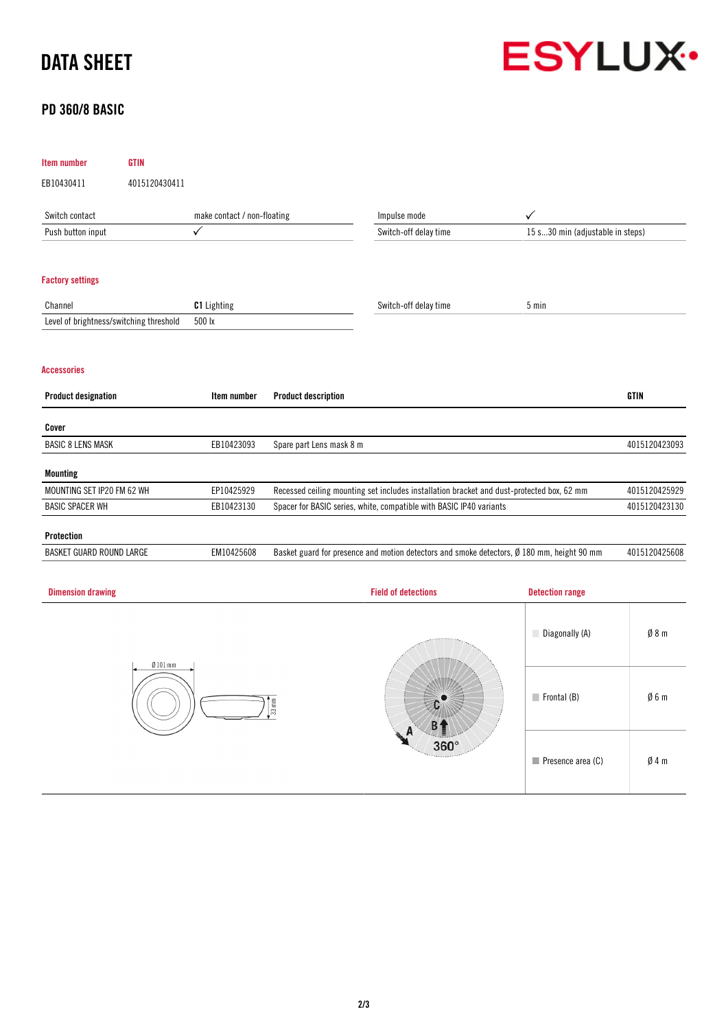# DATA SHEET

ESYLUX

## PD 360/8 BASIC

| Item number | GTIN |
|---|---|
| EB10430411 | 4015120430411 |

| | | | |
|---|---|---|---|
| Switch contact | make contact / non-floating | Impulse mode | ✓ |
| Push button input | ✓ | Switch-off delay time | 15 s...30 min (adjustable in steps) |

### Factory settings

| | | | |
|---|---|---|---|
| Channel | **C1** Lighting | Switch-off delay time | 5 min |
| Level of brightness/switching threshold | 500 lx | | |

### Accessories

| Product designation | Item number | Product description | GTIN |
|---|---|---|---|
| **Cover** | | | |
| BASIC 8 LENS MASK | EB10423093 | Spare part Lens mask 8 m | 4015120423093 |
| **Mounting** | | | |
| MOUNTING SET IP20 FM 62 WH | EP10425929 | Recessed ceiling mounting set includes installation bracket and dust-protected box, 62 mm | 4015120425929 |
| BASIC SPACER WH | EB10423130 | Spacer for BASIC series, white, compatible with BASIC IP40 variants | 4015120423130 |
| **Protection** | | | |
| BASKET GUARD ROUND LARGE | EM10425608 | Basket guard for presence and motion detectors and smoke detectors, Ø 180 mm, height 90 mm | 4015120425608 |

### Dimension drawing

Ø 101 mm

33 mm

### Field of detections

A B C 360°

### Detection range

| | |
|---|---|
| Diagonally (A) | Ø 8 m |
| Frontal (B) | Ø 6 m |
| Presence area (C) | Ø 4 m |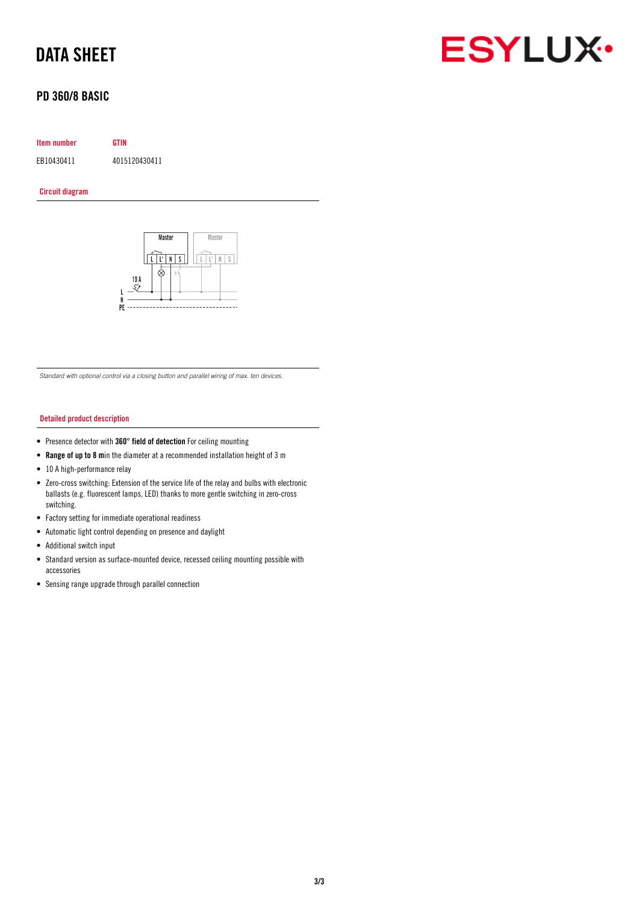# DATA SHEET

## PD 360/8 BASIC

| Item number | GTIN |
| --- | --- |
| EB10430411 | 4015120430411 |

### Circuit diagram

Master

L L' N S

Master

L L' N S

10 A

L

N

PE

*Standard with optional control via a closing button and parallel wiring of max. ten devices.*

### Detailed product description

- Presence detector with **360° field of detection** For ceiling mounting
- **Range of up to 8 m**in the diameter at a recommended installation height of 3 m
- 10 A high-performance relay
- Zero-cross switching: Extension of the service life of the relay and bulbs with electronic ballasts (e.g. fluorescent lamps, LED) thanks to more gentle switching in zero-cross switching.
- Factory setting for immediate operational readiness
- Automatic light control depending on presence and daylight
- Additional switch input
- Standard version as surface-mounted device, recessed ceiling mounting possible with accessories
- Sensing range upgrade through parallel connection